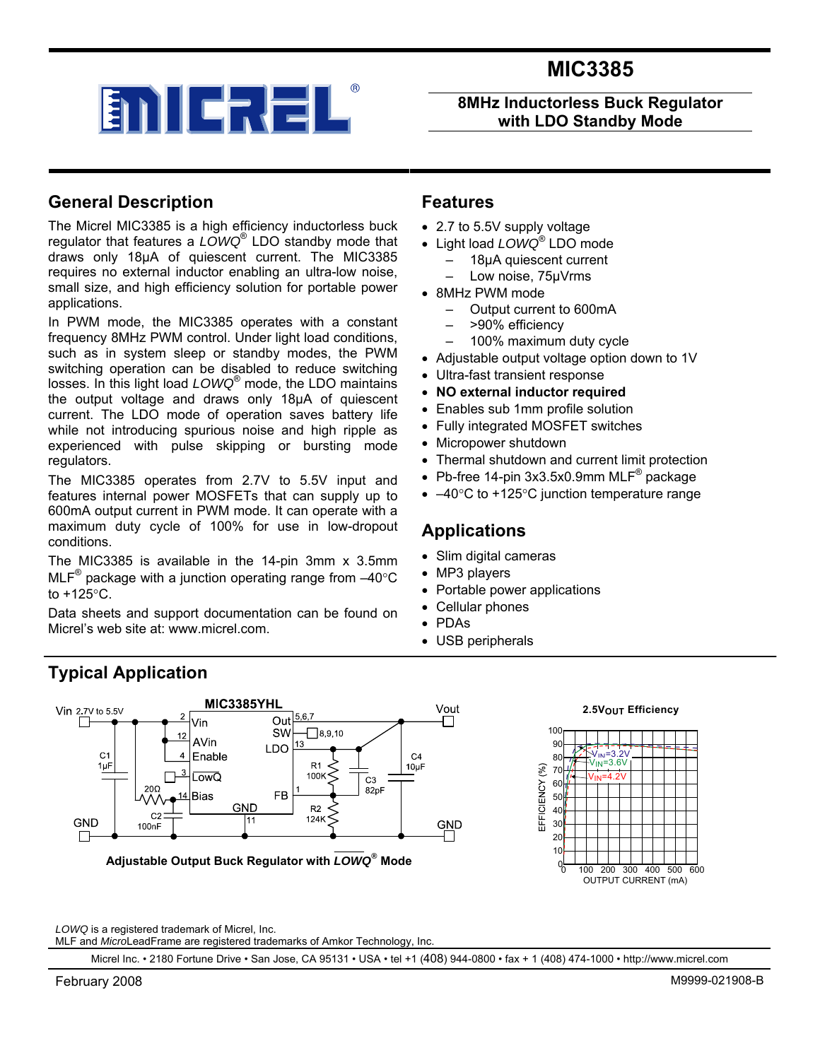# MIC3385

## 8MHz Inductorless Buck Regulator with LDO Standby Mode

## General Description

The Micrel MIC3385 is a high efficiency inductorless buck regulator that features a *LOWQ*® LDO standby mode that draws only 18µA of quiescent current. The MIC3385 requires no external inductor enabling an ultra-low noise, small size, and high efficiency solution for portable power applications.

In PWM mode, the MIC3385 operates with a constant frequency 8MHz PWM control. Under light load conditions, such as in system sleep or standby modes, the PWM switching operation can be disabled to reduce switching losses. In this light load *LOWQ*® mode, the LDO maintains the output voltage and draws only 18µA of quiescent current. The LDO mode of operation saves battery life while not introducing spurious noise and high ripple as experienced with pulse skipping or bursting mode regulators.

The MIC3385 operates from 2.7V to 5.5V input and features internal power MOSFETs that can supply up to 600mA output current in PWM mode. It can operate with a maximum duty cycle of 100% for use in low-dropout conditions.

The MIC3385 is available in the 14-pin 3mm x 3.5mm MLF® package with a junction operating range from –40°C to +125°C.

Data sheets and support documentation can be found on Micrel's web site at: www.micrel.com.

## Features

- 2.7 to 5.5V supply voltage
- Light load *LOWQ*® LDO mode
  - 18µA quiescent current
  - Low noise, 75µVrms
- 8MHz PWM mode
  - Output current to 600mA
  - >90% efficiency
  - 100% maximum duty cycle
- Adjustable output voltage option down to 1V
- Ultra-fast transient response
- **NO external inductor required**
- Enables sub 1mm profile solution
- Fully integrated MOSFET switches
- Micropower shutdown
- Thermal shutdown and current limit protection
- Pb-free 14-pin 3x3.5x0.9mm MLF® package
- –40°C to +125°C junction temperature range

## Applications

- Slim digital cameras
- MP3 players
- Portable power applications
- Cellular phones
- PDAs
- USB peripherals

## Typical Application

Adjustable Output Buck Regulator with *LOWQ*® Mode

2.5VOUT Efficiency

*LOWQ* is a registered trademark of Micrel, Inc.
MLF and *Micro*LeadFrame are registered trademarks of Amkor Technology, Inc.

Micrel Inc. • 2180 Fortune Drive • San Jose, CA 95131 • USA • tel +1 (408) 944-0800 • fax + 1 (408) 474-1000 • http://www.micrel.com

February 2008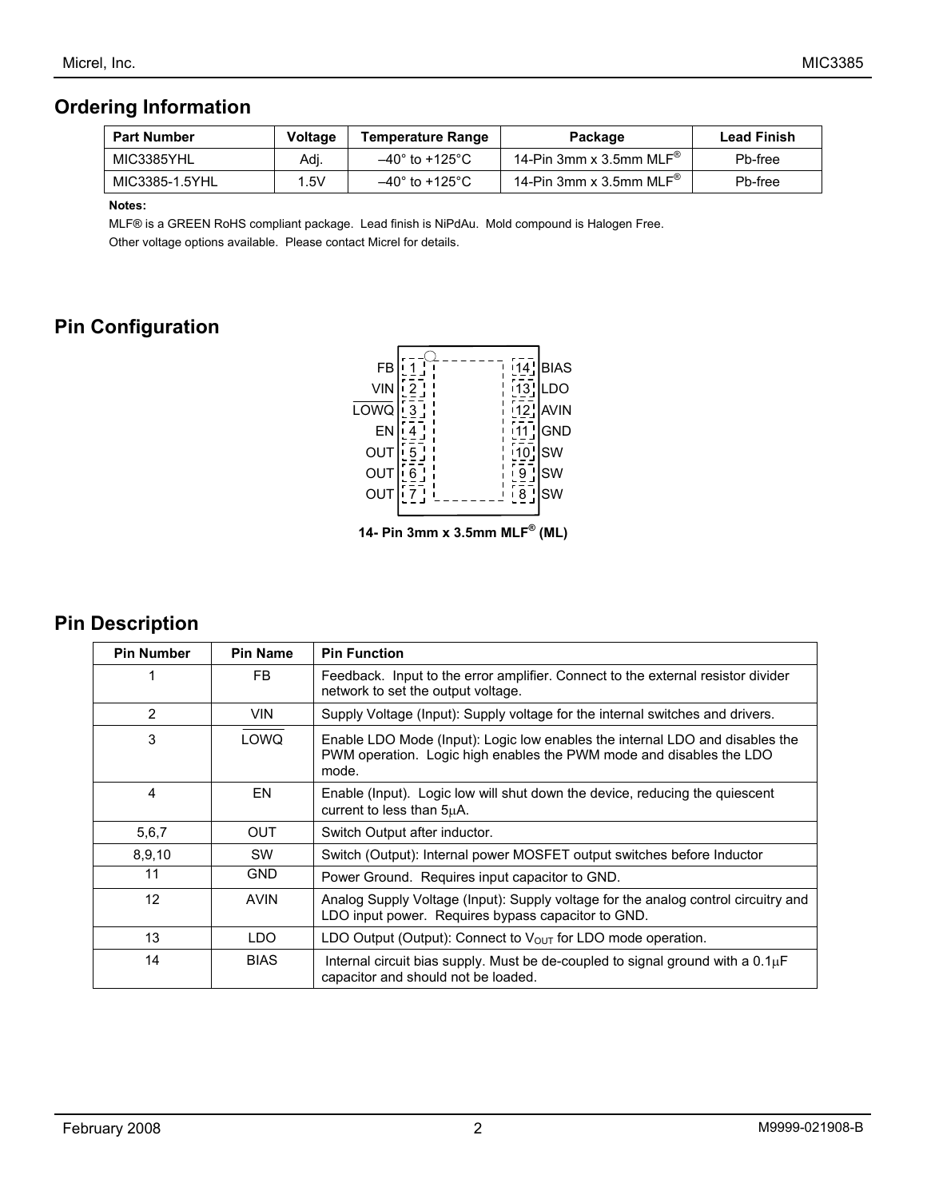## Ordering Information

| Part Number | Voltage | Temperature Range | Package | Lead Finish |
|---|---|---|---|---|
| MIC3385YHL | Adj. | –40° to +125°C | 14-Pin 3mm x 3.5mm MLF® | Pb-free |
| MIC3385-1.5YHL | 1.5V | –40° to +125°C | 14-Pin 3mm x 3.5mm MLF® | Pb-free |

**Notes:**

MLF® is a GREEN RoHS compliant package. Lead finish is NiPdAu. Mold compound is Halogen Free.

Other voltage options available. Please contact Micrel for details.

## Pin Configuration

| Pin | Name | | Pin | Name |
|---|---|---|---|---|
| 1 | FB | | 14 | BIAS |
| 2 | VIN | | 13 | LDO |
| 3 | $\overline{LOWQ}$ | | 12 | AVIN |
| 4 | EN | | 11 | GND |
| 5 | OUT | | 10 | SW |
| 6 | OUT | | 9 | SW |
| 7 | OUT | | 8 | SW |

**14- Pin 3mm x 3.5mm MLF® (ML)**

## Pin Description

| Pin Number | Pin Name | Pin Function |
|---|---|---|
| 1 | FB | Feedback. Input to the error amplifier. Connect to the external resistor divider network to set the output voltage. |
| 2 | VIN | Supply Voltage (Input): Supply voltage for the internal switches and drivers. |
| 3 | $\overline{LOWQ}$ | Enable LDO Mode (Input): Logic low enables the internal LDO and disables the PWM operation. Logic high enables the PWM mode and disables the LDO mode. |
| 4 | EN | Enable (Input). Logic low will shut down the device, reducing the quiescent current to less than 5µA. |
| 5,6,7 | OUT | Switch Output after inductor. |
| 8,9,10 | SW | Switch (Output): Internal power MOSFET output switches before Inductor |
| 11 | GND | Power Ground. Requires input capacitor to GND. |
| 12 | AVIN | Analog Supply Voltage (Input): Supply voltage for the analog control circuitry and LDO input power. Requires bypass capacitor to GND. |
| 13 | LDO | LDO Output (Output): Connect to $V_{OUT}$ for LDO mode operation. |
| 14 | BIAS | Internal circuit bias supply. Must be de-coupled to signal ground with a 0.1µF capacitor and should not be loaded. |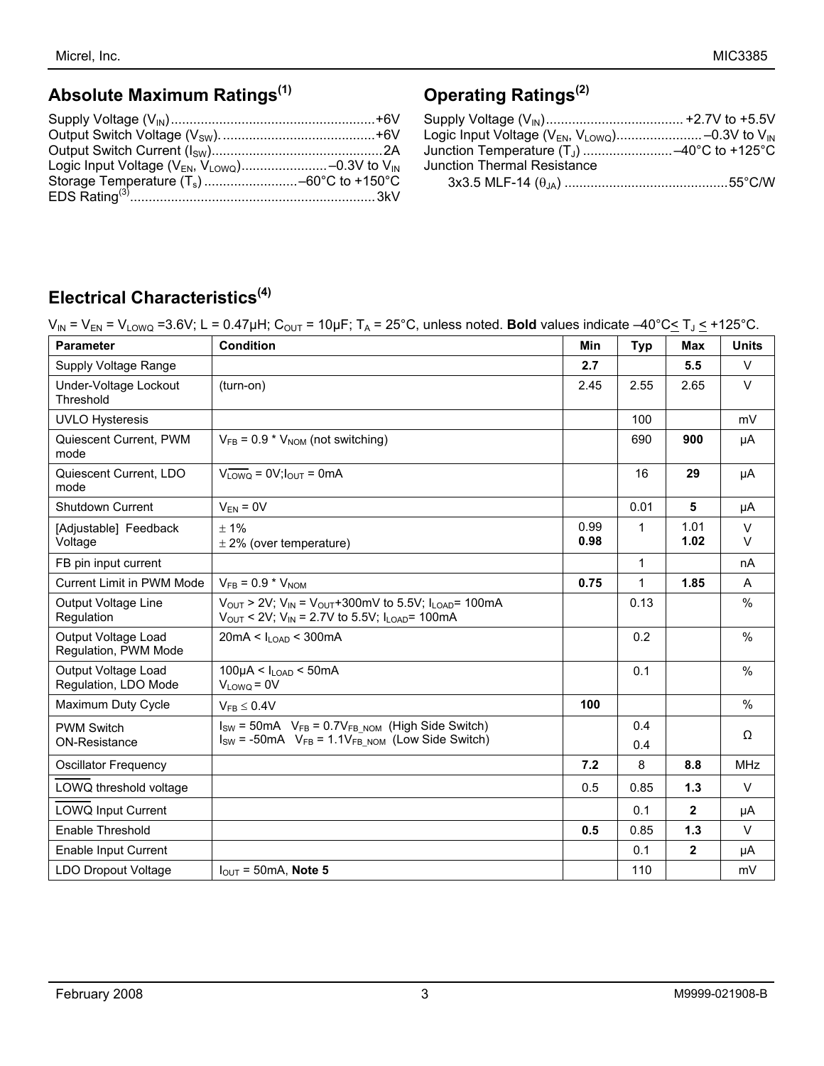## Absolute Maximum Ratings[1]

Supply Voltage ($V_{IN}$) .......................................................+6V
Output Switch Voltage ($V_{SW}$). .........................................+6V
Output Switch Current ($I_{SW}$)..............................................2A
Logic Input Voltage ($V_{EN}$, $V_{LOWQ}$).......................–0.3V to $V_{IN}$
Storage Temperature ($T_s$) .........................–60°C to +150°C
EDS Rating[3]..................................................................3kV

## Operating Ratings[2]

Supply Voltage ($V_{IN}$)..................................... +2.7V to +5.5V
Logic Input Voltage ($V_{EN}$, $V_{LOWQ}$)........................–0.3V to $V_{IN}$
Junction Temperature ($T_J$) ........................–40°C to +125°C
Junction Thermal Resistance
 3x3.5 MLF-14 ($\theta_{JA}$) ............................................55°C/W

## Electrical Characteristics[4]

$V_{IN}$ = $V_{EN}$ = $V_{LOWQ}$ =3.6V; L = 0.47µH; $C_{OUT}$ = 10µF; $T_A$ = 25°C, unless noted. **Bold** values indicate –40°C≤ $T_J$ ≤ +125°C.

| Parameter | Condition | Min | Typ | Max | Units |
|---|---|---|---|---|---|
| Supply Voltage Range | | **2.7** | | **5.5** | V |
| Under-Voltage Lockout Threshold | (turn-on) | 2.45 | 2.55 | 2.65 | V |
| UVLO Hysteresis | | | 100 | | mV |
| Quiescent Current, PWM mode | $V_{FB}$ = 0.9 * $V_{NOM}$ (not switching) | | 690 | **900** | µA |
| Quiescent Current, LDO mode | $V_{\overline{LOWQ}}$ = 0V; $I_{OUT}$ = 0mA | | 16 | **29** | µA |
| Shutdown Current | $V_{EN}$ = 0V | | 0.01 | **5** | µA |
| [Adjustable] Feedback Voltage | ± 1%<br>± 2% (over temperature) | 0.99<br>**0.98** | 1 | 1.01<br>**1.02** | V<br>V |
| FB pin input current | | | 1 | | nA |
| Current Limit in PWM Mode | $V_{FB}$ = 0.9 * $V_{NOM}$ | **0.75** | 1 | **1.85** | A |
| Output Voltage Line Regulation | $V_{OUT}$ > 2V; $V_{IN}$ = $V_{OUT}$+300mV to 5.5V; $I_{LOAD}$= 100mA<br>$V_{OUT}$ < 2V; $V_{IN}$ = 2.7V to 5.5V; $I_{LOAD}$= 100mA | | 0.13 | | % |
| Output Voltage Load Regulation, PWM Mode | 20mA < $I_{LOAD}$ < 300mA | | 0.2 | | % |
| Output Voltage Load Regulation, LDO Mode | 100µA < $I_{LOAD}$ < 50mA<br>$V_{LOWQ}$ = 0V | | 0.1 | | % |
| Maximum Duty Cycle | $V_{FB}$ ≤ 0.4V | **100** | | | % |
| PWM Switch ON-Resistance | $I_{SW}$ = 50mA $V_{FB}$ = 0.7$V_{FB\_NOM}$ (High Side Switch)<br>$I_{SW}$ = -50mA $V_{FB}$ = 1.1$V_{FB\_NOM}$ (Low Side Switch) | | 0.4<br>0.4 | | Ω |
| Oscillator Frequency | | **7.2** | 8 | **8.8** | MHz |
| $\overline{\text{LOWQ}}$ threshold voltage | | 0.5 | 0.85 | **1.3** | V |
| $\overline{\text{LOWQ}}$ Input Current | | | 0.1 | **2** | µA |
| Enable Threshold | | **0.5** | 0.85 | **1.3** | V |
| Enable Input Current | | | 0.1 | **2** | µA |
| LDO Dropout Voltage | $I_{OUT}$ = 50mA, **Note 5** | | 110 | | mV |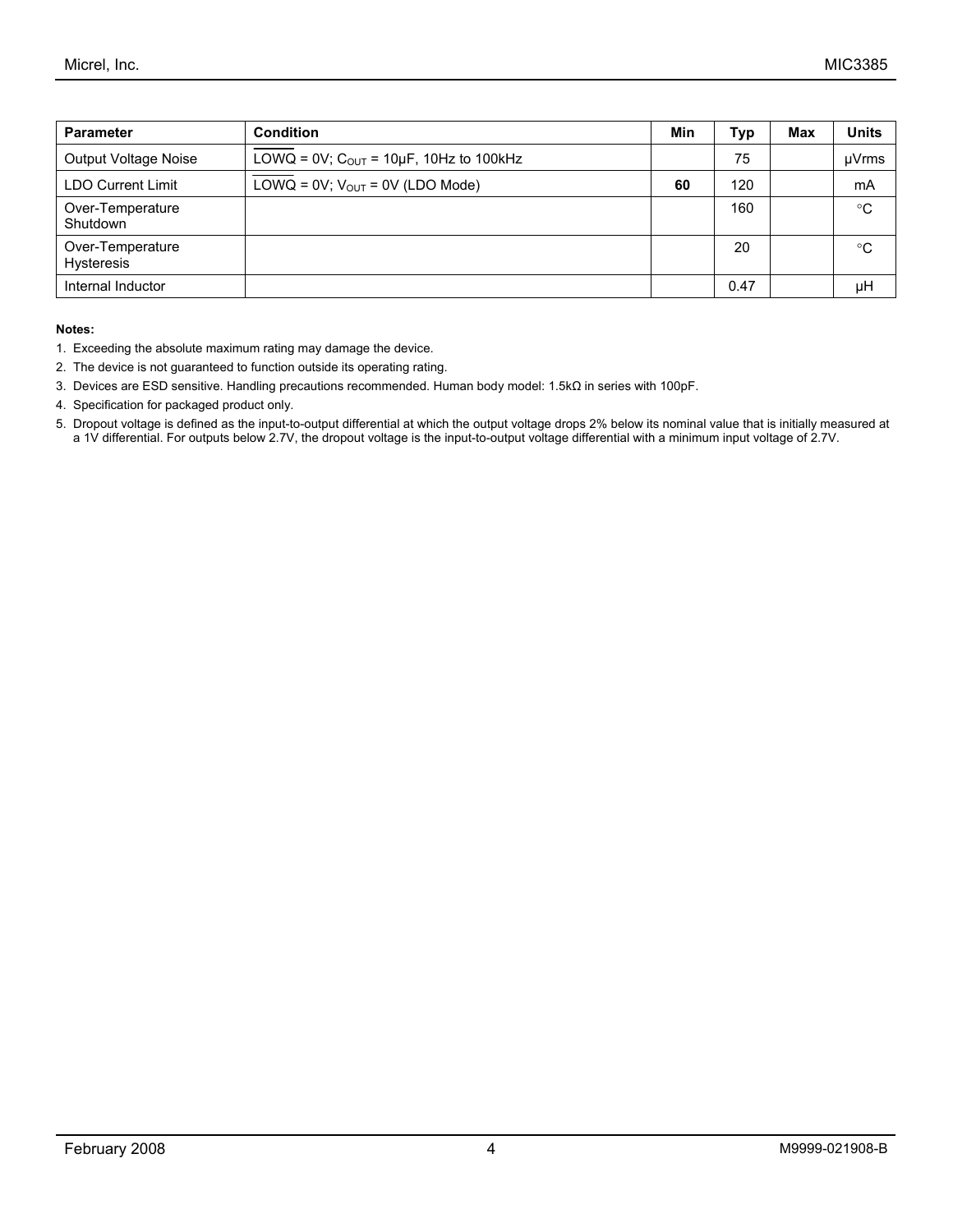| Parameter | Condition | Min | Typ | Max | Units |
|---|---|---|---|---|---|
| Output Voltage Noise | $\overline{LOWQ}$ = 0V; $C_{OUT}$ = 10µF, 10Hz to 100kHz | | 75 | | µVrms |
| LDO Current Limit | $\overline{LOWQ}$ = 0V; $V_{OUT}$ = 0V (LDO Mode) | **60** | 120 | | mA |
| Over-Temperature Shutdown | | | 160 | | °C |
| Over-Temperature Hysteresis | | | 20 | | °C |
| Internal Inductor | | | 0.47 | | µH |

**Notes:**

1. Exceeding the absolute maximum rating may damage the device.
2. The device is not guaranteed to function outside its operating rating.
3. Devices are ESD sensitive. Handling precautions recommended. Human body model: 1.5kΩ in series with 100pF.
4. Specification for packaged product only.
5. Dropout voltage is defined as the input-to-output differential at which the output voltage drops 2% below its nominal value that is initially measured at a 1V differential. For outputs below 2.7V, the dropout voltage is the input-to-output voltage differential with a minimum input voltage of 2.7V.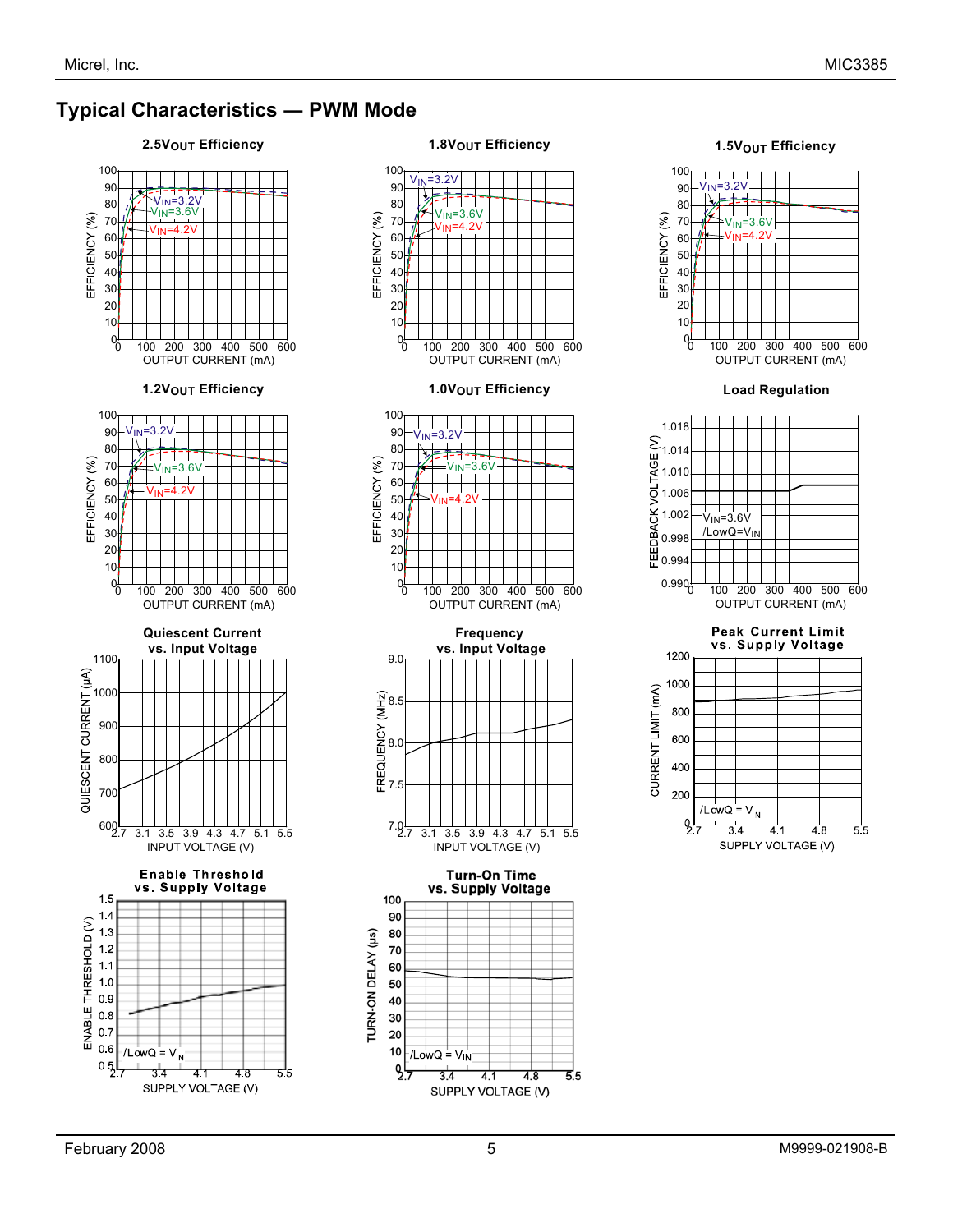## Typical Characteristics — PWM Mode

**2.5V$_{OUT}$ Efficiency**

EFFICIENCY (%) vs. OUTPUT CURRENT (mA); $V_{IN}$=3.2V, $V_{IN}$=3.6V, $V_{IN}$=4.2V

**1.8V$_{OUT}$ Efficiency**

EFFICIENCY (%) vs. OUTPUT CURRENT (mA); $V_{IN}$=3.2V, $V_{IN}$=3.6V, $V_{IN}$=4.2V

**1.5V$_{OUT}$ Efficiency**

EFFICIENCY (%) vs. OUTPUT CURRENT (mA); $V_{IN}$=3.2V, $V_{IN}$=3.6V, $V_{IN}$=4.2V

**1.2V$_{OUT}$ Efficiency**

EFFICIENCY (%) vs. OUTPUT CURRENT (mA); $V_{IN}$=3.2V, $V_{IN}$=3.6V, $V_{IN}$=4.2V

**1.0V$_{OUT}$ Efficiency**

EFFICIENCY (%) vs. OUTPUT CURRENT (mA); $V_{IN}$=3.2V, $V_{IN}$=3.6V, $V_{IN}$=4.2V

**Load Regulation**

FEEDBACK VOLTAGE (V) vs. OUTPUT CURRENT (mA); $V_{IN}$=3.6V, /LowQ=$V_{IN}$

**Quiescent Current vs. Input Voltage**

QUIESCENT CURRENT (µA) vs. INPUT VOLTAGE (V)

**Frequency vs. Input Voltage**

FREQUENCY (MHz) vs. INPUT VOLTAGE (V)

**Peak Current Limit vs. Supply Voltage**

CURRENT LIMIT (mA) vs. SUPPLY VOLTAGE (V); /LowQ = $V_{IN}$

**Enable Threshold vs. Supply Voltage**

ENABLE THRESHOLD (V) vs. SUPPLY VOLTAGE (V); /LowQ = $V_{IN}$

**Turn-On Time vs. Supply Voltage**

TURN-ON DELAY (µs) vs. SUPPLY VOLTAGE (V); /LowQ = $V_{IN}$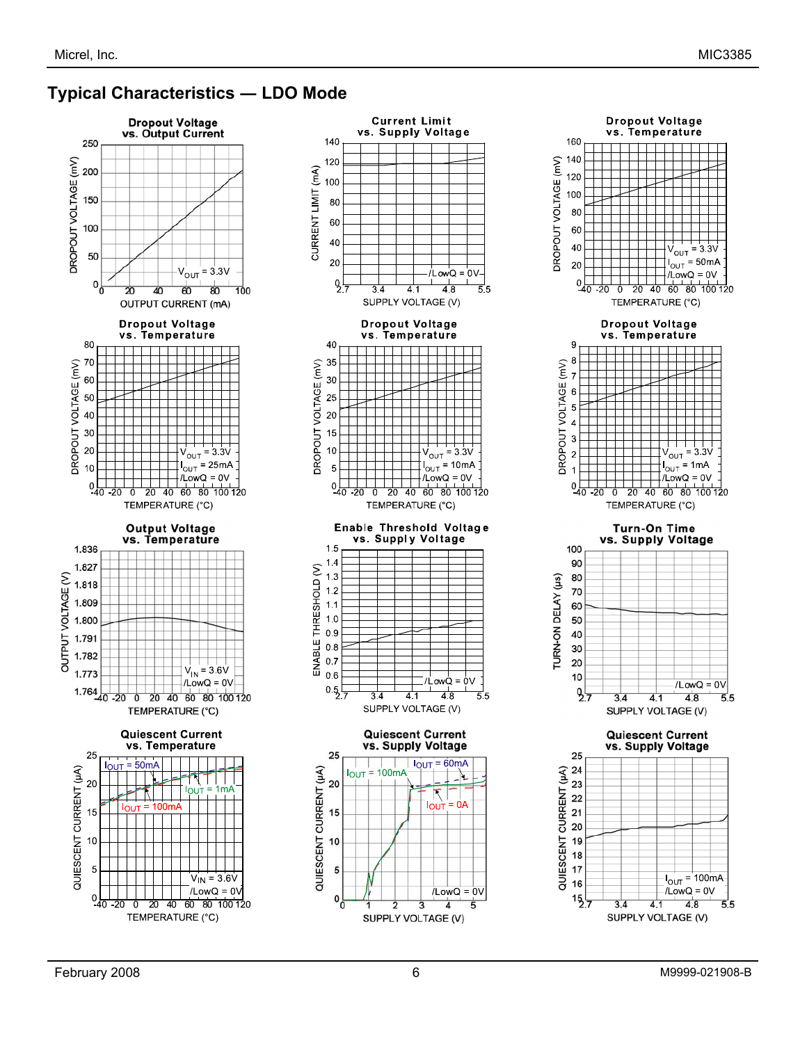## Typical Characteristics — LDO Mode

**Dropout Voltage vs. Output Current**

DROPOUT VOLTAGE (mV) vs. OUTPUT CURRENT (mA)

$V_{OUT}$ = 3.3V

**Current Limit vs. Supply Voltage**

CURRENT LIMIT (mA) vs. SUPPLY VOLTAGE (V)

/LowQ = 0V

**Dropout Voltage vs. Temperature**

DROPOUT VOLTAGE (mV) vs. TEMPERATURE (°C)

$V_{OUT}$ = 3.3V
$I_{OUT}$ = 50mA
/LowQ = 0V

**Dropout Voltage vs. Temperature**

DROPOUT VOLTAGE (mV) vs. TEMPERATURE (°C)

$V_{OUT}$ = 3.3V
$I_{OUT}$ = 25mA
/LowQ = 0V

**Dropout Voltage vs. Temperature**

DROPOUT VOLTAGE (mV) vs. TEMPERATURE (°C)

$V_{OUT}$ = 3.3V
$I_{OUT}$ = 10mA
/LowQ = 0V

**Dropout Voltage vs. Temperature**

DROPOUT VOLTAGE (mV) vs. TEMPERATURE (°C)

$V_{OUT}$ = 3.3V
$I_{OUT}$ = 1mA
/LowQ = 0V

**Output Voltage vs. Temperature**

OUTPUT VOLTAGE (V) vs. TEMPERATURE (°C)

$V_{IN}$ = 3.6V
/LowQ = 0V

**Enable Threshold Voltage vs. Supply Voltage**

ENABLE THRESHOLD (V) vs. SUPPLY VOLTAGE (V)

/LowQ = 0V

**Turn-On Time vs. Supply Voltage**

TURN-ON DELAY (µs) vs. SUPPLY VOLTAGE (V)

/LowQ = 0V

**Quiescent Current vs. Temperature**

QUIESCENT CURRENT (µA) vs. TEMPERATURE (°C)

$I_{OUT}$ = 50mA
$I_{OUT}$ = 1mA
$I_{OUT}$ = 100mA
$V_{IN}$ = 3.6V
/LowQ = 0V

**Quiescent Current vs. Supply Voltage**

QUIESCENT CURRENT (µA) vs. SUPPLY VOLTAGE (V)

$I_{OUT}$ = 100mA
$I_{OUT}$ = 60mA
$I_{OUT}$ = 0A
/LowQ = 0V

**Quiescent Current vs. Supply Voltage**

QUIESCENT CURRENT (µA) vs. SUPPLY VOLTAGE (V)

$I_{OUT}$ = 100mA
/LowQ = 0V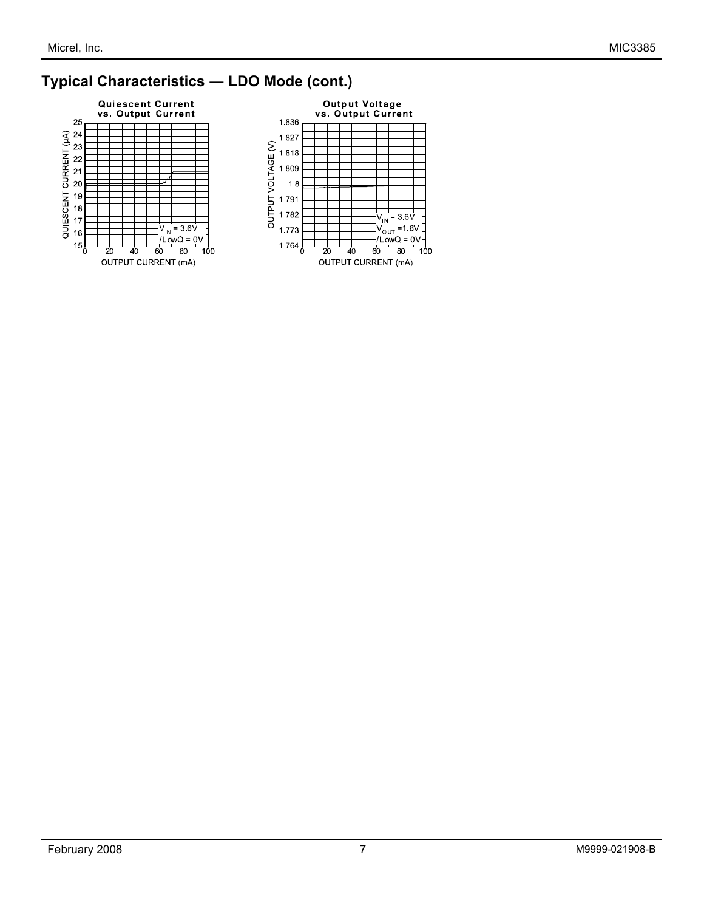## Typical Characteristics — LDO Mode (cont.)

**Quiescent Current vs. Output Current**

QUIESCENT CURRENT (µA) vs. OUTPUT CURRENT (mA)

$V_{IN}$ = 3.6V
/LowQ = 0V

**Output Voltage vs. Output Current**

OUTPUT VOLTAGE (V) vs. OUTPUT CURRENT (mA)

$V_{IN}$ = 3.6V
$V_{OUT}$ =1.8V
/LowQ = 0V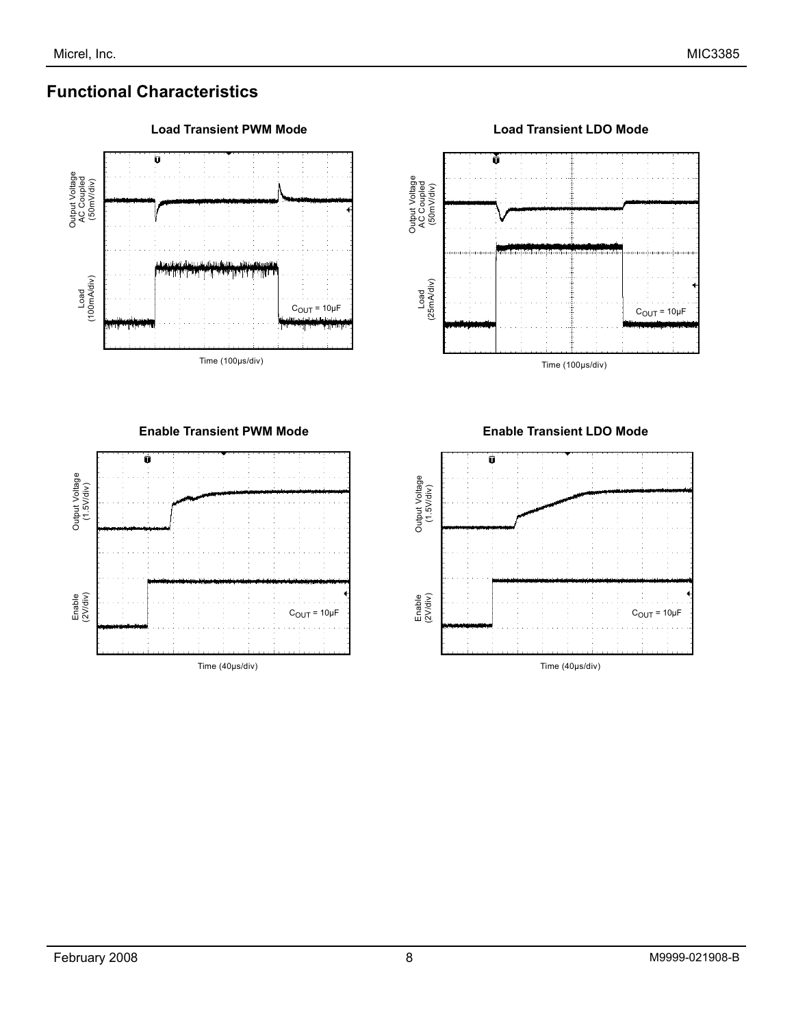## Functional Characteristics

**Load Transient PWM Mode**

Output Voltage AC Coupled (50mV/div)

Load (100mA/div)

$C_{OUT}$ = 10µF

Time (100µs/div)

**Load Transient LDO Mode**

Output Voltage AC Coupled (50mV/div)

Load (25mA/div)

$C_{OUT}$ = 10µF

Time (100µs/div)

**Enable Transient PWM Mode**

Output Voltage (1.5V/div)

Enable (2V/div)

$C_{OUT}$ = 10µF

Time (40µs/div)

**Enable Transient LDO Mode**

Output Voltage (1.5V/div)

Enable (2V/div)

$C_{OUT}$ = 10µF

Time (40µs/div)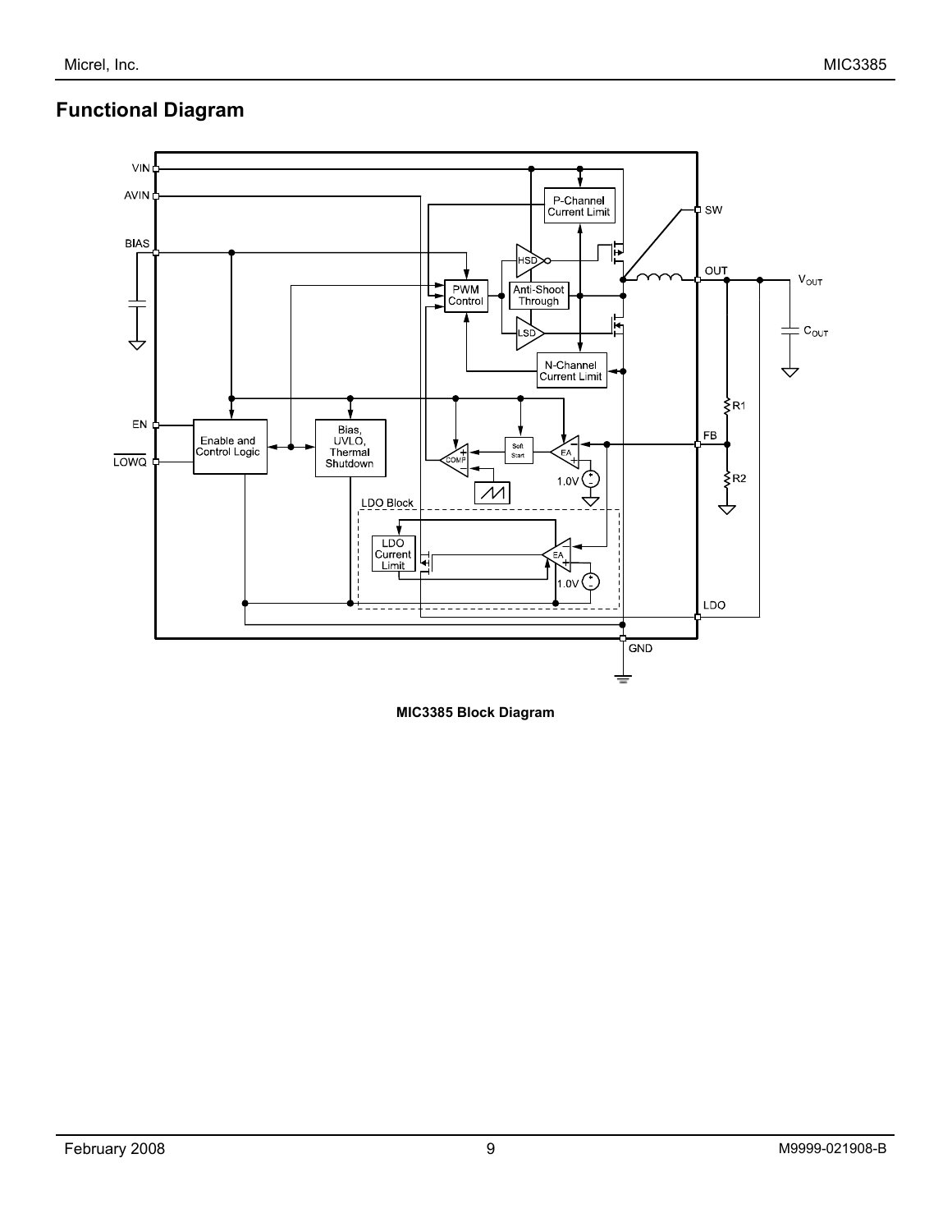## Functional Diagram

**MIC3385 Block Diagram**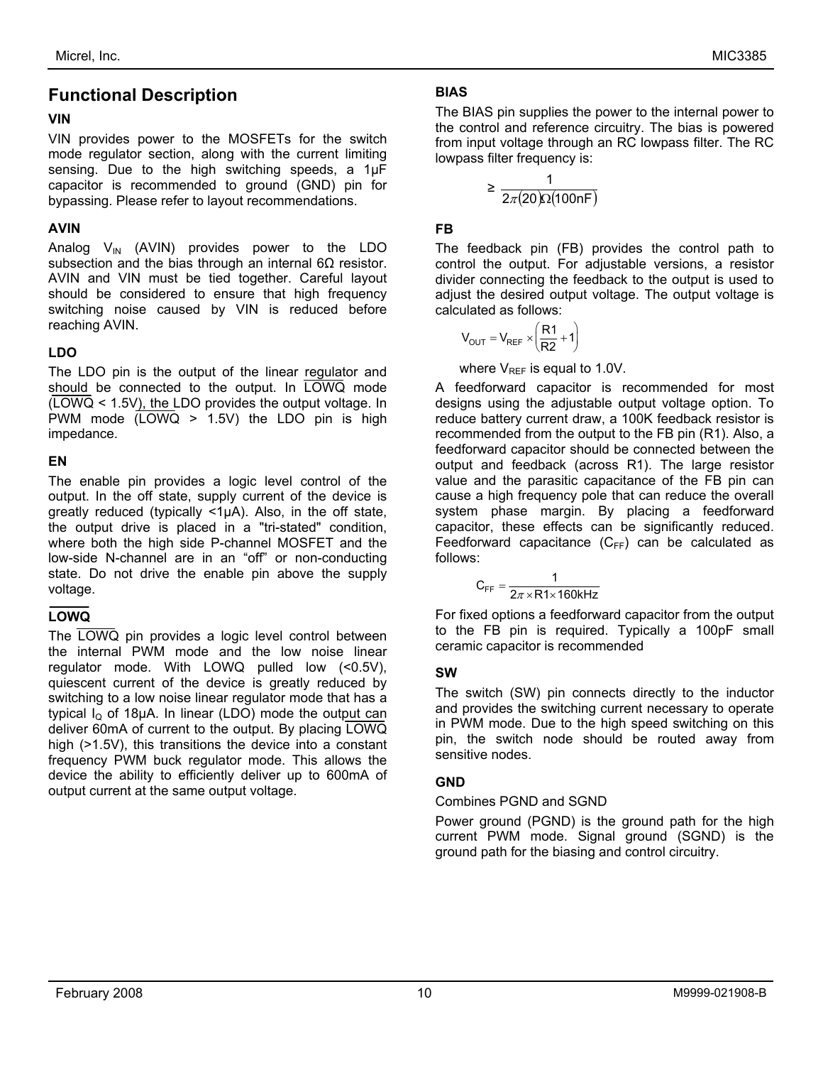## Functional Description

### VIN

VIN provides power to the MOSFETs for the switch mode regulator section, along with the current limiting sensing. Due to the high switching speeds, a 1µF capacitor is recommended to ground (GND) pin for bypassing. Please refer to layout recommendations.

### AVIN

Analog $V_{IN}$ (AVIN) provides power to the LDO subsection and the bias through an internal 6Ω resistor. AVIN and VIN must be tied together. Careful layout should be considered to ensure that high frequency switching noise caused by VIN is reduced before reaching AVIN.

### LDO

The LDO pin is the output of the linear regulator and should be connected to the output. In $\overline{LOWQ}$ mode ($\overline{LOWQ}$ < 1.5V), the LDO provides the output voltage. In PWM mode ($\overline{LOWQ}$ > 1.5V) the LDO pin is high impedance.

### EN

The enable pin provides a logic level control of the output. In the off state, supply current of the device is greatly reduced (typically <1µA). Also, in the off state, the output drive is placed in a "tri-stated" condition, where both the high side P-channel MOSFET and the low-side N-channel are in an "off" or non-conducting state. Do not drive the enable pin above the supply voltage.

### $\overline{LOWQ}$

The $\overline{LOWQ}$ pin provides a logic level control between the internal PWM mode and the low noise linear regulator mode. With LOWQ pulled low (<0.5V), quiescent current of the device is greatly reduced by switching to a low noise linear regulator mode that has a typical $I_Q$ of 18µA. In linear (LDO) mode the output can deliver 60mA of current to the output. By placing $\overline{LOWQ}$ high (>1.5V), this transitions the device into a constant frequency PWM buck regulator mode. This allows the device the ability to efficiently deliver up to 600mA of output current at the same output voltage.

### BIAS

The BIAS pin supplies the power to the internal power to the control and reference circuitry. The bias is powered from input voltage through an RC lowpass filter. The RC lowpass filter frequency is:

$$\geq \frac{1}{2\pi(20)\Omega(100nF)}$$

### FB

The feedback pin (FB) provides the control path to control the output. For adjustable versions, a resistor divider connecting the feedback to the output is used to adjust the desired output voltage. The output voltage is calculated as follows:

$$V_{OUT} = V_{REF} \times \left(\frac{R1}{R2} + 1\right)$$

where $V_{REF}$ is equal to 1.0V.

A feedforward capacitor is recommended for most designs using the adjustable output voltage option. To reduce battery current draw, a 100K feedback resistor is recommended from the output to the FB pin (R1). Also, a feedforward capacitor should be connected between the output and feedback (across R1). The large resistor value and the parasitic capacitance of the FB pin can cause a high frequency pole that can reduce the overall system phase margin. By placing a feedforward capacitor, these effects can be significantly reduced. Feedforward capacitance ($C_{FF}$) can be calculated as follows:

$$C_{FF} = \frac{1}{2\pi \times R1 \times 160kHz}$$

For fixed options a feedforward capacitor from the output to the FB pin is required. Typically a 100pF small ceramic capacitor is recommended

### SW

The switch (SW) pin connects directly to the inductor and provides the switching current necessary to operate in PWM mode. Due to the high speed switching on this pin, the switch node should be routed away from sensitive nodes.

### GND

Combines PGND and SGND

Power ground (PGND) is the ground path for the high current PWM mode. Signal ground (SGND) is the ground path for the biasing and control circuitry.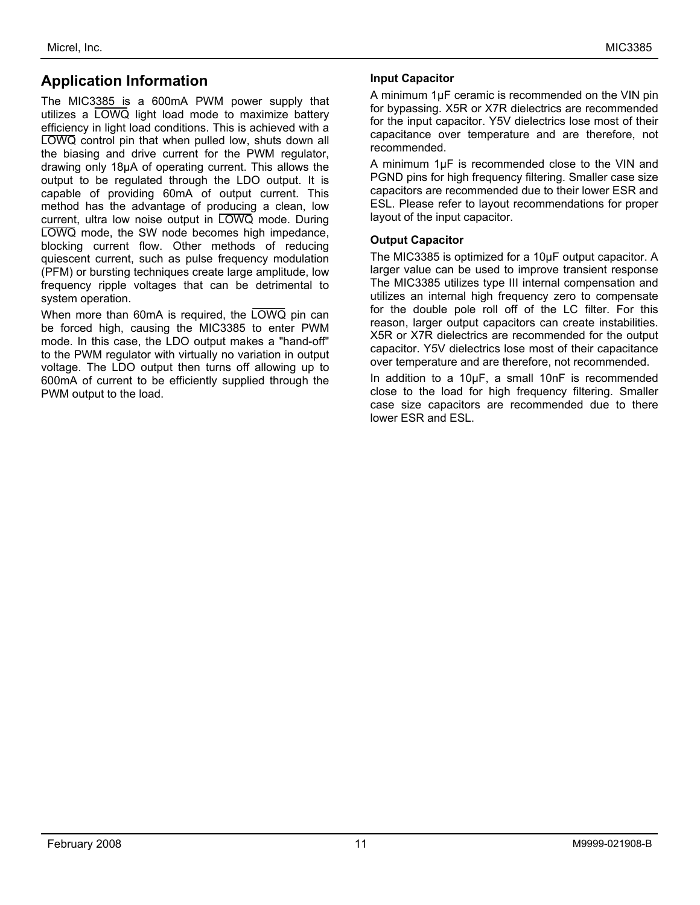## Application Information

The MIC3385 is a 600mA PWM power supply that utilizes a $\overline{\text{LOWQ}}$ light load mode to maximize battery efficiency in light load conditions. This is achieved with a $\overline{\text{LOWQ}}$ control pin that when pulled low, shuts down all the biasing and drive current for the PWM regulator, drawing only 18µA of operating current. This allows the output to be regulated through the LDO output. It is capable of providing 60mA of output current. This method has the advantage of producing a clean, low current, ultra low noise output in $\overline{\text{LOWQ}}$ mode. During $\overline{\text{LOWQ}}$ mode, the SW node becomes high impedance, blocking current flow. Other methods of reducing quiescent current, such as pulse frequency modulation (PFM) or bursting techniques create large amplitude, low frequency ripple voltages that can be detrimental to system operation.

When more than 60mA is required, the $\overline{\text{LOWQ}}$ pin can be forced high, causing the MIC3385 to enter PWM mode. In this case, the LDO output makes a "hand-off" to the PWM regulator with virtually no variation in output voltage. The LDO output then turns off allowing up to 600mA of current to be efficiently supplied through the PWM output to the load.

### Input Capacitor

A minimum 1µF ceramic is recommended on the VIN pin for bypassing. X5R or X7R dielectrics are recommended for the input capacitor. Y5V dielectrics lose most of their capacitance over temperature and are therefore, not recommended.

A minimum 1µF is recommended close to the VIN and PGND pins for high frequency filtering. Smaller case size capacitors are recommended due to their lower ESR and ESL. Please refer to layout recommendations for proper layout of the input capacitor.

### Output Capacitor

The MIC3385 is optimized for a 10µF output capacitor. A larger value can be used to improve transient response The MIC3385 utilizes type III internal compensation and utilizes an internal high frequency zero to compensate for the double pole roll off of the LC filter. For this reason, larger output capacitors can create instabilities. X5R or X7R dielectrics are recommended for the output capacitor. Y5V dielectrics lose most of their capacitance over temperature and are therefore, not recommended.

In addition to a 10µF, a small 10nF is recommended close to the load for high frequency filtering. Smaller case size capacitors are recommended due to there lower ESR and ESL.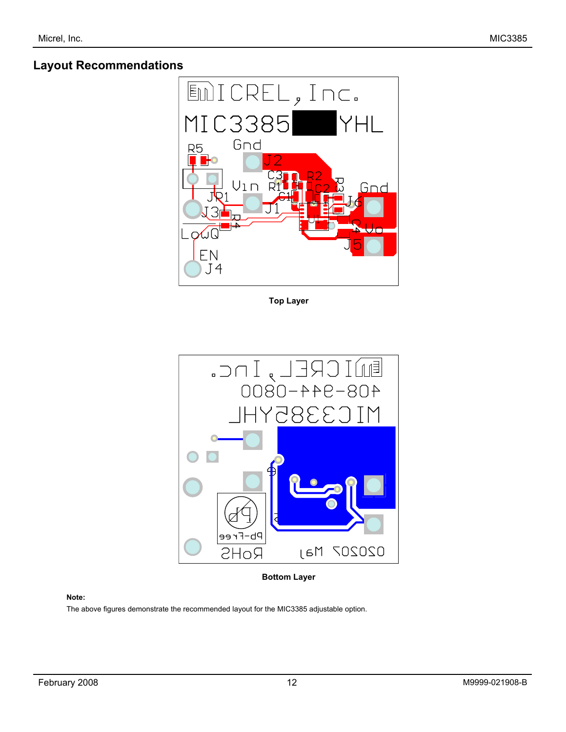## Layout Recommendations

**Top Layer**

**Bottom Layer**

**Note:**

The above figures demonstrate the recommended layout for the MIC3385 adjustable option.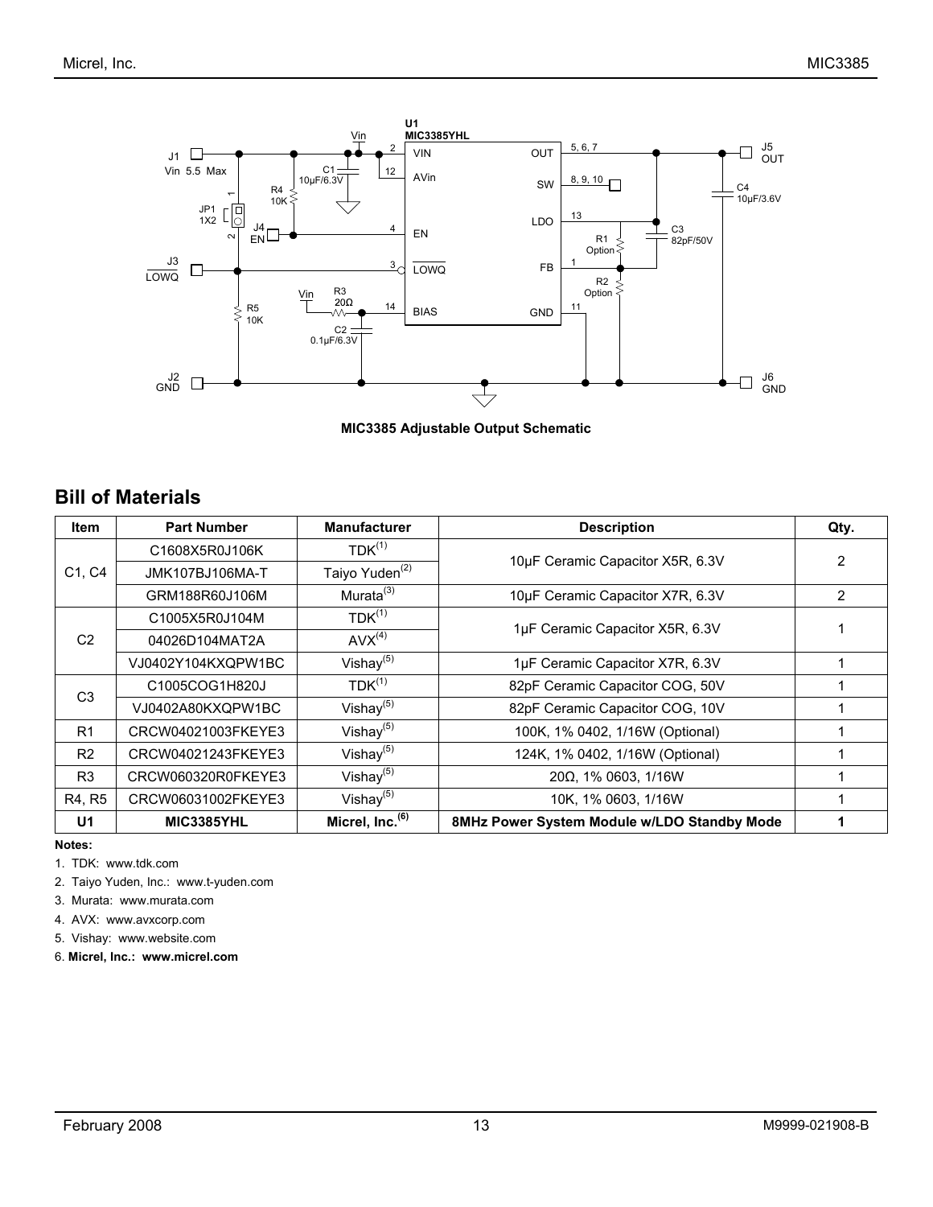**MIC3385 Adjustable Output Schematic**

## Bill of Materials

| Item | Part Number | Manufacturer | Description | Qty. |
|---|---|---|---|---|
| C1, C4 | C1608X5R0J106K | TDK[1] | 10µF Ceramic Capacitor X5R, 6.3V | 2 |
| | JMK107BJ106MA-T | Taiyo Yuden[2] | | |
| | GRM188R60J106M | Murata[3] | 10µF Ceramic Capacitor X7R, 6.3V | 2 |
| C2 | C1005X5R0J104M | TDK[1] | 1µF Ceramic Capacitor X5R, 6.3V | 1 |
| | 04026D104MAT2A | AVX[4] | | |
| | VJ0402Y104KXQPW1BC | Vishay[5] | 1µF Ceramic Capacitor X7R, 6.3V | 1 |
| C3 | C1005COG1H820J | TDK[1] | 82pF Ceramic Capacitor COG, 50V | 1 |
| | VJ0402A80KXQPW1BC | Vishay[5] | 82pF Ceramic Capacitor COG, 10V | 1 |
| R1 | CRCW04021003FKEYE3 | Vishay[5] | 100K, 1% 0402, 1/16W (Optional) | 1 |
| R2 | CRCW04021243FKEYE3 | Vishay[5] | 124K, 1% 0402, 1/16W (Optional) | 1 |
| R3 | CRCW060320R0FKEYE3 | Vishay[5] | 20Ω, 1% 0603, 1/16W | 1 |
| R4, R5 | CRCW06031002FKEYE3 | Vishay[5] | 10K, 1% 0603, 1/16W | 1 |
| **U1** | **MIC3385YHL** | **Micrel, Inc.[6]** | **8MHz Power System Module w/LDO Standby Mode** | **1** |

**Notes:**

1. TDK: www.tdk.com
2. Taiyo Yuden, Inc.: www.t-yuden.com
3. Murata: www.murata.com
4. AVX: www.avxcorp.com
5. Vishay: www.website.com
6. **Micrel, Inc.: www.micrel.com**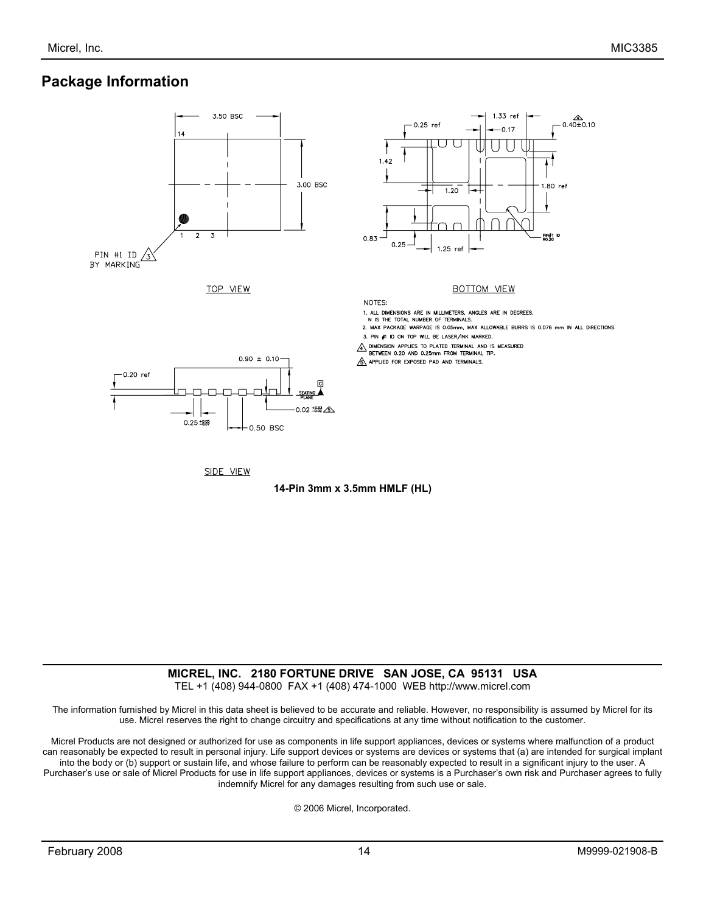## Package Information

3.50 BSC

14

3.00 BSC

1 2 3

PIN #1 ID BY MARKING

TOP VIEW

0.25 ref

1.33 ref

0.17

0.40±0.10

1.42

1.20

1.80 ref

0.83

0.25

1.25 ref

PIN#1 ID R0.20

BOTTOM VIEW

NOTES:

1. ALL DIMENSIONS ARE IN MILLIMETERS, ANGLES ARE IN DEGREES.
   N IS THE TOTAL NUMBER OF TERMINALS.
2. MAX PACKAGE WARPAGE IS 0.05mm, MAX ALLOWABLE BURRS IS 0.076 mm IN ALL DIRECTIONS.
3. PIN #1 ID ON TOP WILL BE LASER/INK MARKED.
4. DIMENSION APPLIES TO PLATED TERMINAL AND IS MEASURED BETWEEN 0.20 AND 0.25mm FROM TERMINAL TIP.
5. APPLIED FOR EXPOSED PAD AND TERMINALS.

0.20 ref

0.90 ± 0.10

C

SEATING PLANE

0.02 +0.03 -0.02

0.25 +0.05 -0.07

0.50 BSC

SIDE VIEW

**14-Pin 3mm x 3.5mm HMLF (HL)**

---

**MICREL, INC. 2180 FORTUNE DRIVE SAN JOSE, CA 95131 USA**

TEL +1 (408) 944-0800 FAX +1 (408) 474-1000 WEB http://www.micrel.com

The information furnished by Micrel in this data sheet is believed to be accurate and reliable. However, no responsibility is assumed by Micrel for its use. Micrel reserves the right to change circuitry and specifications at any time without notification to the customer.

Micrel Products are not designed or authorized for use as components in life support appliances, devices or systems where malfunction of a product can reasonably be expected to result in personal injury. Life support devices or systems are devices or systems that (a) are intended for surgical implant into the body or (b) support or sustain life, and whose failure to perform can be reasonably expected to result in a significant injury to the user. A Purchaser's use or sale of Micrel Products for use in life support appliances, devices or systems is a Purchaser's own risk and Purchaser agrees to fully indemnify Micrel for any damages resulting from such use or sale.

© 2006 Micrel, Incorporated.